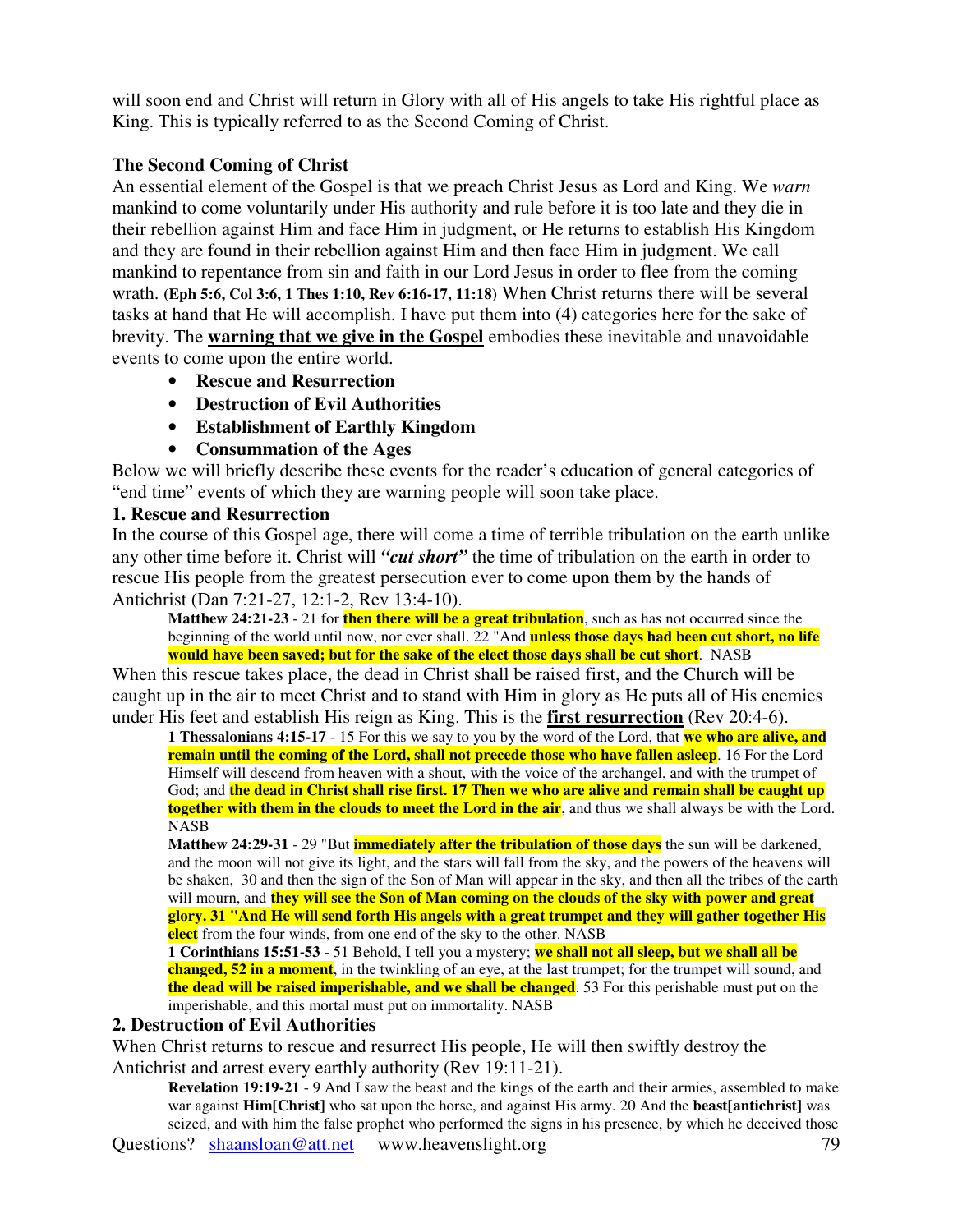will soon end and Christ will return in Glory with all of His angels to take His rightful place as King. This is typically referred to as the Second Coming of Christ.

### The Second Coming of Christ

An essential element of the Gospel is that we preach Christ Jesus as Lord and King. We *warn* mankind to come voluntarily under His authority and rule before it is too late and they die in their rebellion against Him and face Him in judgment, or He returns to establish His Kingdom and they are found in their rebellion against Him and then face Him in judgment. We call mankind to repentance from sin and faith in our Lord Jesus in order to flee from the coming wrath. **(Eph 5:6, Col 3:6, 1 Thes 1:10, Rev 6:16-17, 11:18)** When Christ returns there will be several tasks at hand that He will accomplish. I have put them into (4) categories here for the sake of brevity. The **warning that we give in the Gospel** embodies these inevitable and unavoidable events to come upon the entire world.

- **Rescue and Resurrection**
- **Destruction of Evil Authorities**
- **Establishment of Earthly Kingdom**
- **Consummation of the Ages**

Below we will briefly describe these events for the reader's education of general categories of "end time" events of which they are warning people will soon take place.

### 1. Rescue and Resurrection

In the course of this Gospel age, there will come a time of terrible tribulation on the earth unlike any other time before it. Christ will ***"cut short"*** the time of tribulation on the earth in order to rescue His people from the greatest persecution ever to come upon them by the hands of Antichrist (Dan 7:21-27, 12:1-2, Rev 13:4-10).

> **Matthew 24:21-23** - 21 for **then there will be a great tribulation**, such as has not occurred since the beginning of the world until now, nor ever shall. 22 "And **unless those days had been cut short, no life would have been saved; but for the sake of the elect those days shall be cut short**. NASB

When this rescue takes place, the dead in Christ shall be raised first, and the Church will be caught up in the air to meet Christ and to stand with Him in glory as He puts all of His enemies under His feet and establish His reign as King. This is the **first resurrection** (Rev 20:4-6).

> **1 Thessalonians 4:15-17** - 15 For this we say to you by the word of the Lord, that **we who are alive, and remain until the coming of the Lord, shall not precede those who have fallen asleep**. 16 For the Lord Himself will descend from heaven with a shout, with the voice of the archangel, and with the trumpet of God; and **the dead in Christ shall rise first. 17 Then we who are alive and remain shall be caught up together with them in the clouds to meet the Lord in the air**, and thus we shall always be with the Lord. NASB
>
> **Matthew 24:29-31** - 29 "But **immediately after the tribulation of those days** the sun will be darkened, and the moon will not give its light, and the stars will fall from the sky, and the powers of the heavens will be shaken, 30 and then the sign of the Son of Man will appear in the sky, and then all the tribes of the earth will mourn, and **they will see the Son of Man coming on the clouds of the sky with power and great glory. 31 "And He will send forth His angels with a great trumpet and they will gather together His elect** from the four winds, from one end of the sky to the other. NASB
>
> **1 Corinthians 15:51-53** - 51 Behold, I tell you a mystery; **we shall not all sleep, but we shall all be changed, 52 in a moment**, in the twinkling of an eye, at the last trumpet; for the trumpet will sound, and **the dead will be raised imperishable, and we shall be changed**. 53 For this perishable must put on the imperishable, and this mortal must put on immortality. NASB

### 2. Destruction of Evil Authorities

When Christ returns to rescue and resurrect His people, He will then swiftly destroy the Antichrist and arrest every earthly authority (Rev 19:11-21).

> **Revelation 19:19-21** - 9 And I saw the beast and the kings of the earth and their armies, assembled to make war against **Him[Christ]** who sat upon the horse, and against His army. 20 And the **beast[antichrist]** was seized, and with him the false prophet who performed the signs in his presence, by which he deceived those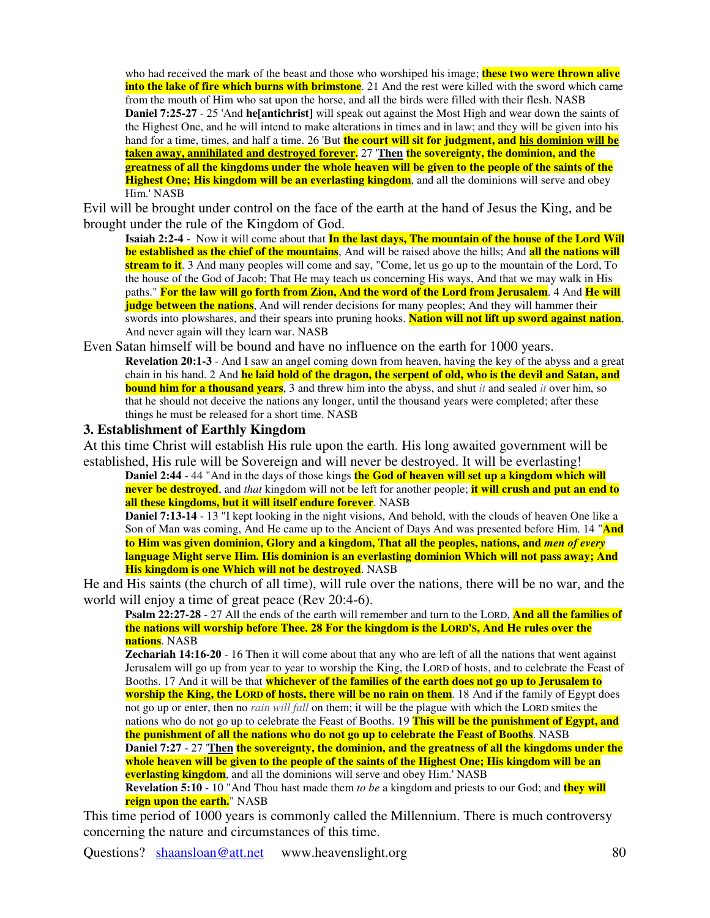who had received the mark of the beast and those who worshiped his image; **these two were thrown alive into the lake of fire which burns with brimstone**. 21 And the rest were killed with the sword which came from the mouth of Him who sat upon the horse, and all the birds were filled with their flesh. NASB

**Daniel 7:25-27** - 25 'And **he[antichrist]** will speak out against the Most High and wear down the saints of the Highest One, and he will intend to make alterations in times and in law; and they will be given into his hand for a time, times, and half a time. 26 'But **the court will sit for judgment, and his dominion will be taken away, annihilated and destroyed forever.** 27 '**Then** **the sovereignty, the dominion, and the greatness of all the kingdoms under the whole heaven will be given to the people of the saints of the Highest One; His kingdom will be an everlasting kingdom**, and all the dominions will serve and obey Him.' NASB

Evil will be brought under control on the face of the earth at the hand of Jesus the King, and be brought under the rule of the Kingdom of God.

**Isaiah 2:2-4** - Now it will come about that **In the last days, The mountain of the house of the Lord Will be established as the chief of the mountains**, And will be raised above the hills; And **all the nations will stream to it**. 3 And many peoples will come and say, "Come, let us go up to the mountain of the Lord, To the house of the God of Jacob; That He may teach us concerning His ways, And that we may walk in His paths." **For the law will go forth from Zion, And the word of the Lord from Jerusalem**. 4 And **He will judge between the nations**, And will render decisions for many peoples; And they will hammer their swords into plowshares, and their spears into pruning hooks. **Nation will not lift up sword against nation**, And never again will they learn war. NASB

Even Satan himself will be bound and have no influence on the earth for 1000 years.

**Revelation 20:1-3** - And I saw an angel coming down from heaven, having the key of the abyss and a great chain in his hand. 2 And **he laid hold of the dragon, the serpent of old, who is the devil and Satan, and bound him for a thousand years**, 3 and threw him into the abyss, and shut *it* and sealed *it* over him, so that he should not deceive the nations any longer, until the thousand years were completed; after these things he must be released for a short time. NASB

### 3. Establishment of Earthly Kingdom

At this time Christ will establish His rule upon the earth. His long awaited government will be established, His rule will be Sovereign and will never be destroyed. It will be everlasting!

**Daniel 2:44** - 44 "And in the days of those kings **the God of heaven will set up a kingdom which will never be destroyed**, and *that* kingdom will not be left for another people; **it will crush and put an end to all these kingdoms, but it will itself endure forever**. NASB

**Daniel 7:13-14** - 13 "I kept looking in the night visions, And behold, with the clouds of heaven One like a Son of Man was coming, And He came up to the Ancient of Days And was presented before Him. 14 "**And to Him was given dominion, Glory and a kingdom, That all the peoples, nations, and *men of every* language Might serve Him. His dominion is an everlasting dominion Which will not pass away; And His kingdom is one Which will not be destroyed**. NASB

He and His saints (the church of all time), will rule over the nations, there will be no war, and the world will enjoy a time of great peace (Rev 20:4-6).

**Psalm 22:27-28** - 27 All the ends of the earth will remember and turn to the LORD, **And all the families of the nations will worship before Thee. 28 For the kingdom is the LORD'S, And He rules over the nations**. NASB

**Zechariah 14:16-20** - 16 Then it will come about that any who are left of all the nations that went against Jerusalem will go up from year to year to worship the King, the LORD of hosts, and to celebrate the Feast of Booths. 17 And it will be that **whichever of the families of the earth does not go up to Jerusalem to worship the King, the LORD of hosts, there will be no rain on them**. 18 And if the family of Egypt does not go up or enter, then no *rain will fall* on them; it will be the plague with which the LORD smites the nations who do not go up to celebrate the Feast of Booths. 19 **This will be the punishment of Egypt, and the punishment of all the nations who do not go up to celebrate the Feast of Booths**. NASB

**Daniel 7:27** - 27 '**Then** **the sovereignty, the dominion, and the greatness of all the kingdoms under the whole heaven will be given to the people of the saints of the Highest One; His kingdom will be an everlasting kingdom**, and all the dominions will serve and obey Him.' NASB

**Revelation 5:10** - 10 "And Thou hast made them *to be* a kingdom and priests to our God; and **they will reign upon the earth.**" NASB

This time period of 1000 years is commonly called the Millennium. There is much controversy concerning the nature and circumstances of this time.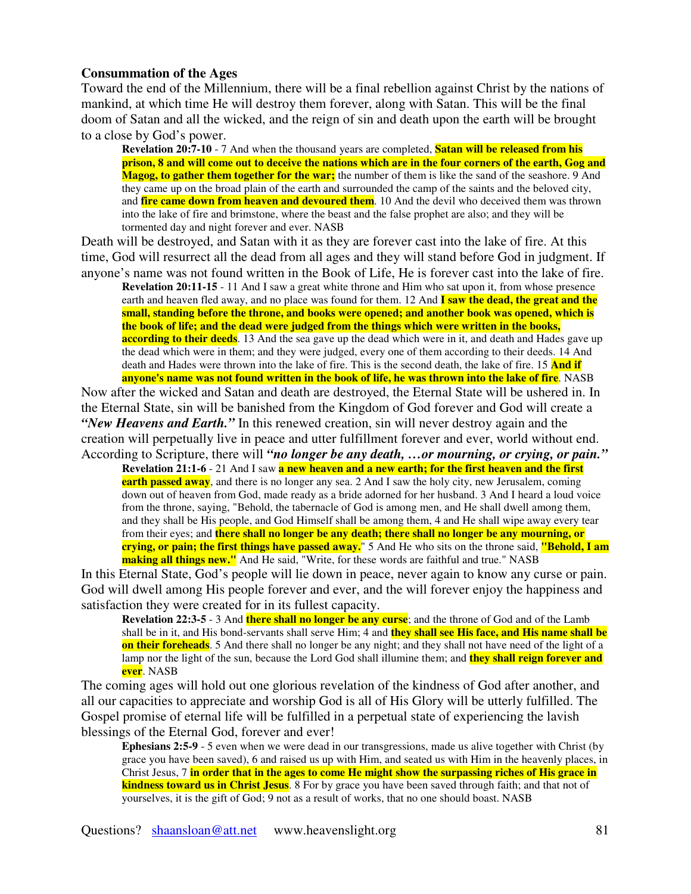**Consummation of the Ages**

Toward the end of the Millennium, there will be a final rebellion against Christ by the nations of mankind, at which time He will destroy them forever, along with Satan. This will be the final doom of Satan and all the wicked, and the reign of sin and death upon the earth will be brought to a close by God's power.

> **Revelation 20:7-10** - 7 And when the thousand years are completed, **Satan will be released from his prison, 8 and will come out to deceive the nations which are in the four corners of the earth, Gog and Magog, to gather them together for the war;** the number of them is like the sand of the seashore. 9 And they came up on the broad plain of the earth and surrounded the camp of the saints and the beloved city, and **fire came down from heaven and devoured them**. 10 And the devil who deceived them was thrown into the lake of fire and brimstone, where the beast and the false prophet are also; and they will be tormented day and night forever and ever. NASB

Death will be destroyed, and Satan with it as they are forever cast into the lake of fire. At this time, God will resurrect all the dead from all ages and they will stand before God in judgment. If anyone's name was not found written in the Book of Life, He is forever cast into the lake of fire.

> **Revelation 20:11-15** - 11 And I saw a great white throne and Him who sat upon it, from whose presence earth and heaven fled away, and no place was found for them. 12 And **I saw the dead, the great and the small, standing before the throne, and books were opened; and another book was opened, which is the book of life; and the dead were judged from the things which were written in the books, according to their deeds**. 13 And the sea gave up the dead which were in it, and death and Hades gave up the dead which were in them; and they were judged, every one of them according to their deeds. 14 And death and Hades were thrown into the lake of fire. This is the second death, the lake of fire. 15 **And if anyone's name was not found written in the book of life, he was thrown into the lake of fire**. NASB

Now after the wicked and Satan and death are destroyed, the Eternal State will be ushered in. In the Eternal State, sin will be banished from the Kingdom of God forever and God will create a ***"New Heavens and Earth."*** In this renewed creation, sin will never destroy again and the creation will perpetually live in peace and utter fulfillment forever and ever, world without end. According to Scripture, there will ***"no longer be any death, …or mourning, or crying, or pain."***

> **Revelation 21:1-6** - 21 And I saw **a new heaven and a new earth; for the first heaven and the first earth passed away**, and there is no longer any sea. 2 And I saw the holy city, new Jerusalem, coming down out of heaven from God, made ready as a bride adorned for her husband. 3 And I heard a loud voice from the throne, saying, "Behold, the tabernacle of God is among men, and He shall dwell among them, and they shall be His people, and God Himself shall be among them, 4 and He shall wipe away every tear from their eyes; and **there shall no longer be any death; there shall no longer be any mourning, or crying, or pain; the first things have passed away.**" 5 And He who sits on the throne said, **"Behold, I am making all things new."** And He said, "Write, for these words are faithful and true." NASB

In this Eternal State, God's people will lie down in peace, never again to know any curse or pain. God will dwell among His people forever and ever, and the will forever enjoy the happiness and satisfaction they were created for in its fullest capacity.

> **Revelation 22:3-5** - 3 And **there shall no longer be any curse**; and the throne of God and of the Lamb shall be in it, and His bond-servants shall serve Him; 4 and **they shall see His face, and His name shall be on their foreheads**. 5 And there shall no longer be any night; and they shall not have need of the light of a lamp nor the light of the sun, because the Lord God shall illumine them; and **they shall reign forever and ever**. NASB

The coming ages will hold out one glorious revelation of the kindness of God after another, and all our capacities to appreciate and worship God is all of His Glory will be utterly fulfilled. The Gospel promise of eternal life will be fulfilled in a perpetual state of experiencing the lavish blessings of the Eternal God, forever and ever!

> **Ephesians 2:5-9** - 5 even when we were dead in our transgressions, made us alive together with Christ (by grace you have been saved), 6 and raised us up with Him, and seated us with Him in the heavenly places, in Christ Jesus, 7 **in order that in the ages to come He might show the surpassing riches of His grace in kindness toward us in Christ Jesus**. 8 For by grace you have been saved through faith; and that not of yourselves, it is the gift of God; 9 not as a result of works, that no one should boast. NASB